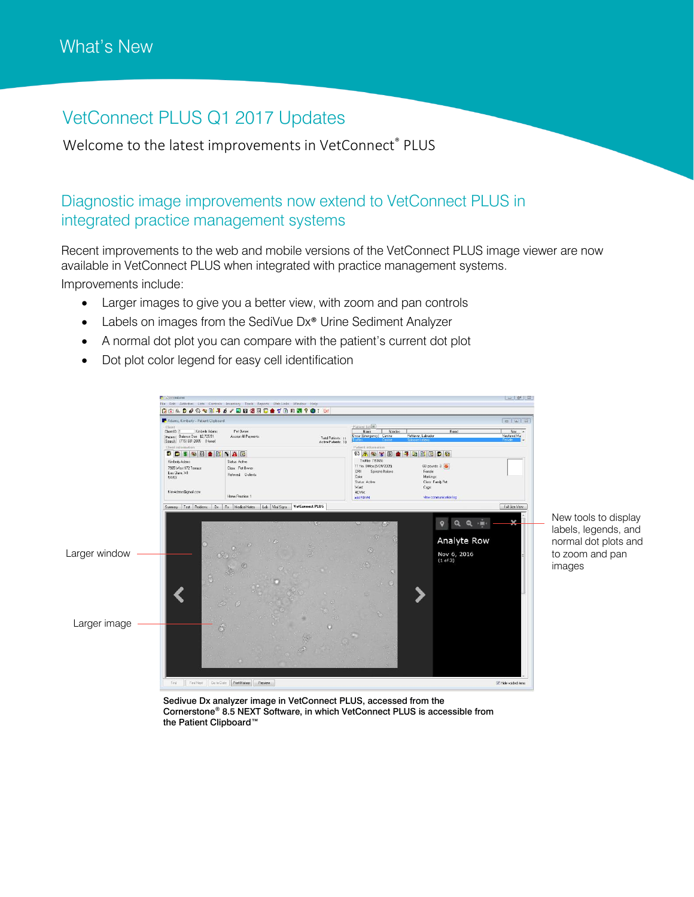What's New

# VetConnect PLUS Q1 2017 Updates

Welcome to the latest improvements in VetConnect® PLUS

## Diagnostic image improvements now extend to VetConnect PLUS in integrated practice management systems

Recent improvements to the web and mobile versions of the VetConnect PLUS image viewer are now available in VetConnect PLUS when integrated with practice management systems.

Improvements include:

- Larger images to give you a better view, with zoom and pan controls
- Labels on images from the SediVue Dx® Urine Sediment Analyzer
- A normal dot plot you can compare with the patient's current dot plot
- Dot plot color legend for easy cell identification

Larger window

Larger image

New tools to display labels, legends, and normal dot plots and to zoom and pan images

Sedivue Dx analyzer image in VetConnect PLUS, accessed from the Cornerstone® 8.5 NEXT Software, in which VetConnect PLUS is accessible from the Patient Clipboard™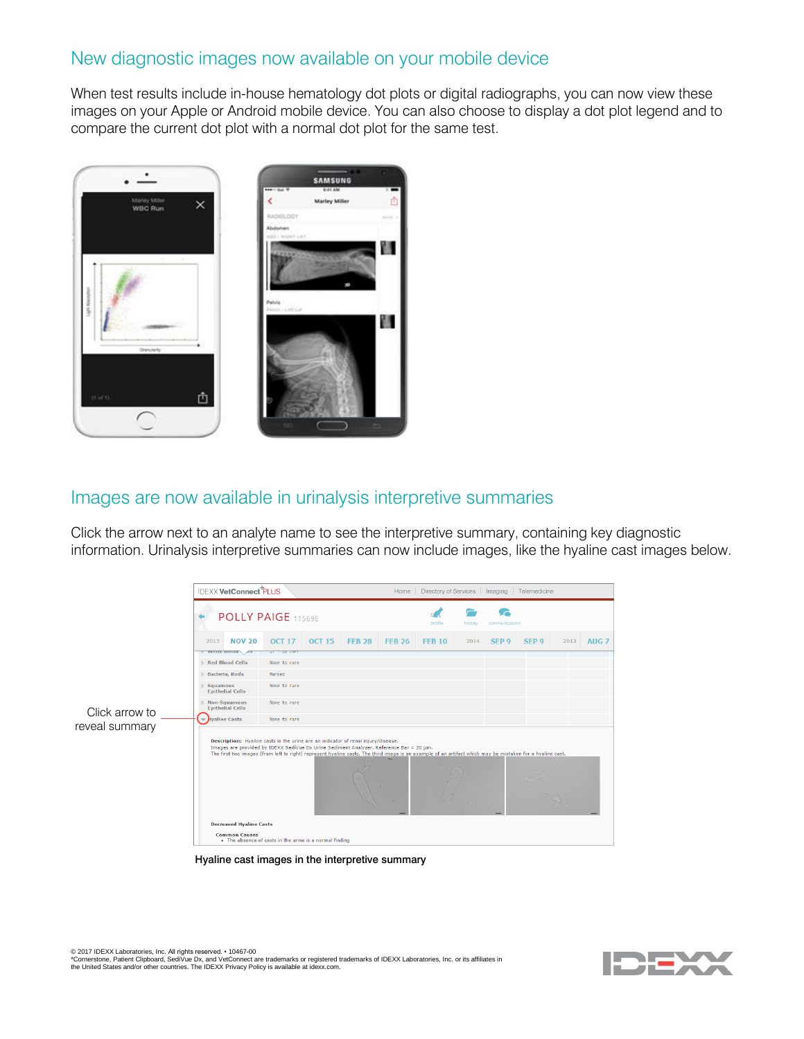## New diagnostic images now available on your mobile device

When test results include in-house hematology dot plots or digital radiographs, you can now view these images on your Apple or Android mobile device. You can also choose to display a dot plot legend and to compare the current dot plot with a normal dot plot for the same test.

## Images are now available in urinalysis interpretive summaries

Click the arrow next to an analyte name to see the interpretive summary, containing key diagnostic information. Urinalysis interpretive summaries can now include images, like the hyaline cast images below.

Click arrow to reveal summary

Hyaline cast images in the interpretive summary

© 2017 IDEXX Laboratories, Inc. All rights reserved. • 10467-00
*Cornerstone, Patient Clipboard, SediVue Dx, and VetConnect are trademarks or registered trademarks of IDEXX Laboratories, Inc. or its affiliates in the United States and/or other countries. The IDEXX Privacy Policy is available at idexx.com.